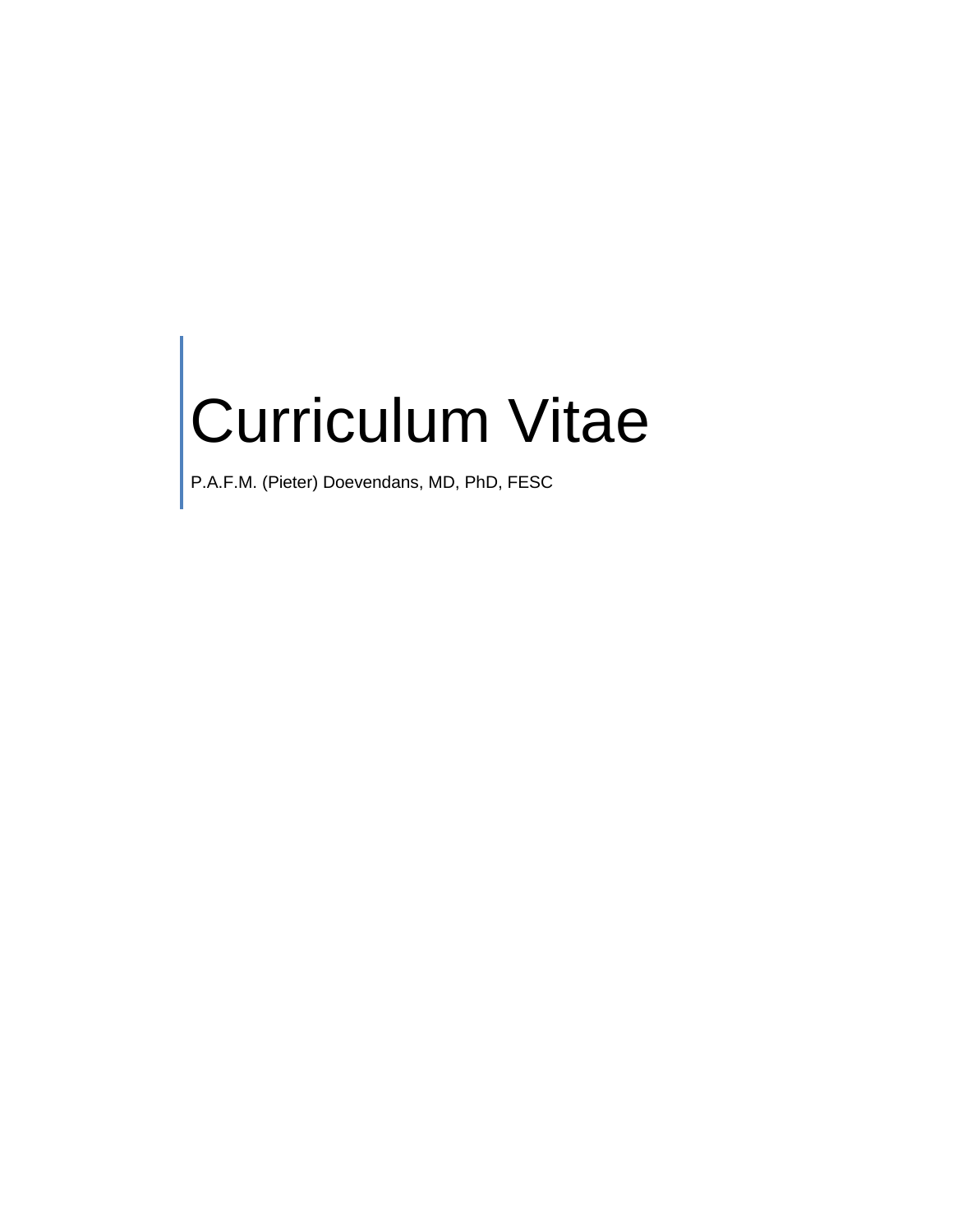# Curriculum Vitae

P.A.F.M. (Pieter) Doevendans, MD, PhD, FESC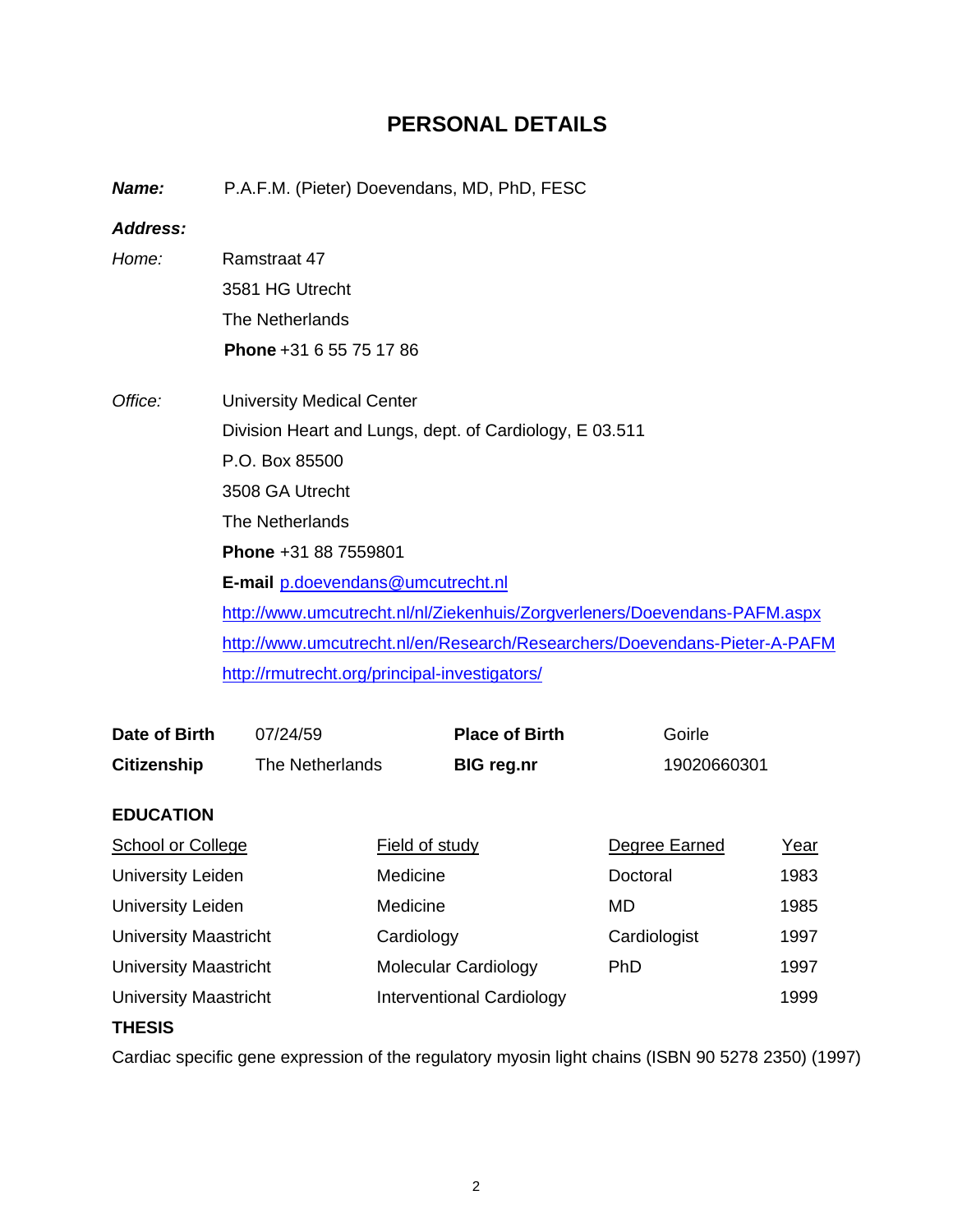# PERSONAL DETAILS

***Name:*** P.A.F.M. (Pieter) Doevendans, MD, PhD, FESC

***Address:***

*Home:* Ramstraat 47
3581 HG Utrecht
The Netherlands
**Phone** +31 6 55 75 17 86

*Office:* University Medical Center
Division Heart and Lungs, dept. of Cardiology, E 03.511
P.O. Box 85500
3508 GA Utrecht
The Netherlands
**Phone** +31 88 7559801
**E-mail** p.doevendans@umcutrecht.nl
http://www.umcutrecht.nl/nl/Ziekenhuis/Zorgverleners/Doevendans-PAFM.aspx
http://www.umcutrecht.nl/en/Research/Researchers/Doevendans-Pieter-A-PAFM
http://rmutrecht.org/principal-investigators/

| | | | |
|---|---|---|---|
| **Date of Birth** | 07/24/59 | **Place of Birth** | Goirle |
| **Citizenship** | The Netherlands | **BIG reg.nr** | 19020660301 |

**EDUCATION**

| School or College | Field of study | Degree Earned | Year |
|---|---|---|---|
| University Leiden | Medicine | Doctoral | 1983 |
| University Leiden | Medicine | MD | 1985 |
| University Maastricht | Cardiology | Cardiologist | 1997 |
| University Maastricht | Molecular Cardiology | PhD | 1997 |
| University Maastricht | Interventional Cardiology | | 1999 |

**THESIS**

Cardiac specific gene expression of the regulatory myosin light chains (ISBN 90 5278 2350) (1997)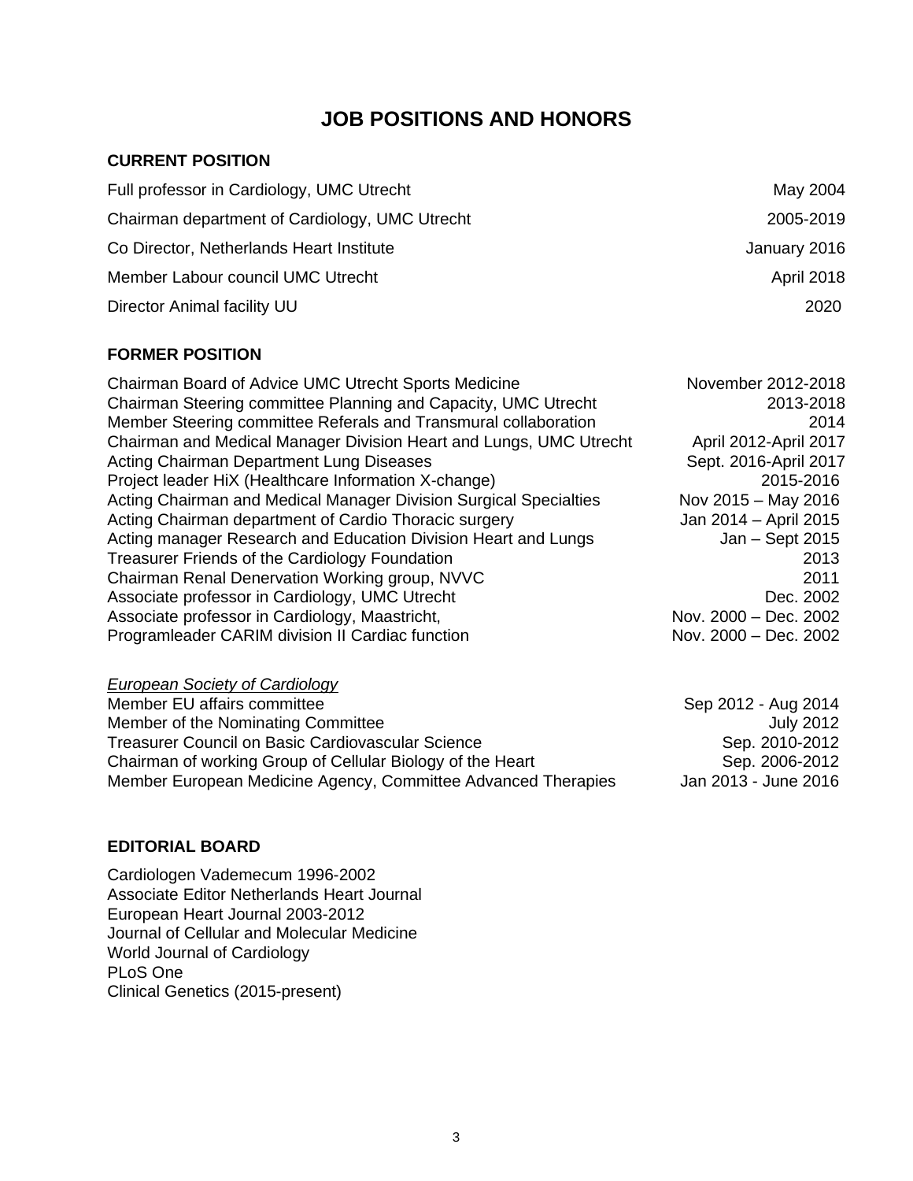# JOB POSITIONS AND HONORS

## CURRENT POSITION

| | |
|---|---|
| Full professor in Cardiology, UMC Utrecht | May 2004 |
| Chairman department of Cardiology, UMC Utrecht | 2005-2019 |
| Co Director, Netherlands Heart Institute | January 2016 |
| Member Labour council UMC Utrecht | April 2018 |
| Director Animal facility UU | 2020 |

## FORMER POSITION

| | |
|---|---|
| Chairman Board of Advice UMC Utrecht Sports Medicine | November 2012-2018 |
| Chairman Steering committee Planning and Capacity, UMC Utrecht | 2013-2018 |
| Member Steering committee Referals and Transmural collaboration | 2014 |
| Chairman and Medical Manager Division Heart and Lungs, UMC Utrecht | April 2012-April 2017 |
| Acting Chairman Department Lung Diseases | Sept. 2016-April 2017 |
| Project leader HiX (Healthcare Information X-change) | 2015-2016 |
| Acting Chairman and Medical Manager Division Surgical Specialties | Nov 2015 – May 2016 |
| Acting Chairman department of Cardio Thoracic surgery | Jan 2014 – April 2015 |
| Acting manager Research and Education Division Heart and Lungs | Jan – Sept 2015 |
| Treasurer Friends of the Cardiology Foundation | 2013 |
| Chairman Renal Denervation Working group, NVVC | 2011 |
| Associate professor in Cardiology, UMC Utrecht | Dec. 2002 |
| Associate professor in Cardiology, Maastricht, | Nov. 2000 – Dec. 2002 |
| Programleader CARIM division II Cardiac function | Nov. 2000 – Dec. 2002 |

*European Society of Cardiology*

| | |
|---|---|
| Member EU affairs committee | Sep 2012 - Aug 2014 |
| Member of the Nominating Committee | July 2012 |
| Treasurer Council on Basic Cardiovascular Science | Sep. 2010-2012 |
| Chairman of working Group of Cellular Biology of the Heart | Sep. 2006-2012 |
| Member European Medicine Agency, Committee Advanced Therapies | Jan 2013 - June 2016 |

## EDITORIAL BOARD

Cardiologen Vademecum 1996-2002
Associate Editor Netherlands Heart Journal
European Heart Journal 2003-2012
Journal of Cellular and Molecular Medicine
World Journal of Cardiology
PLoS One
Clinical Genetics (2015-present)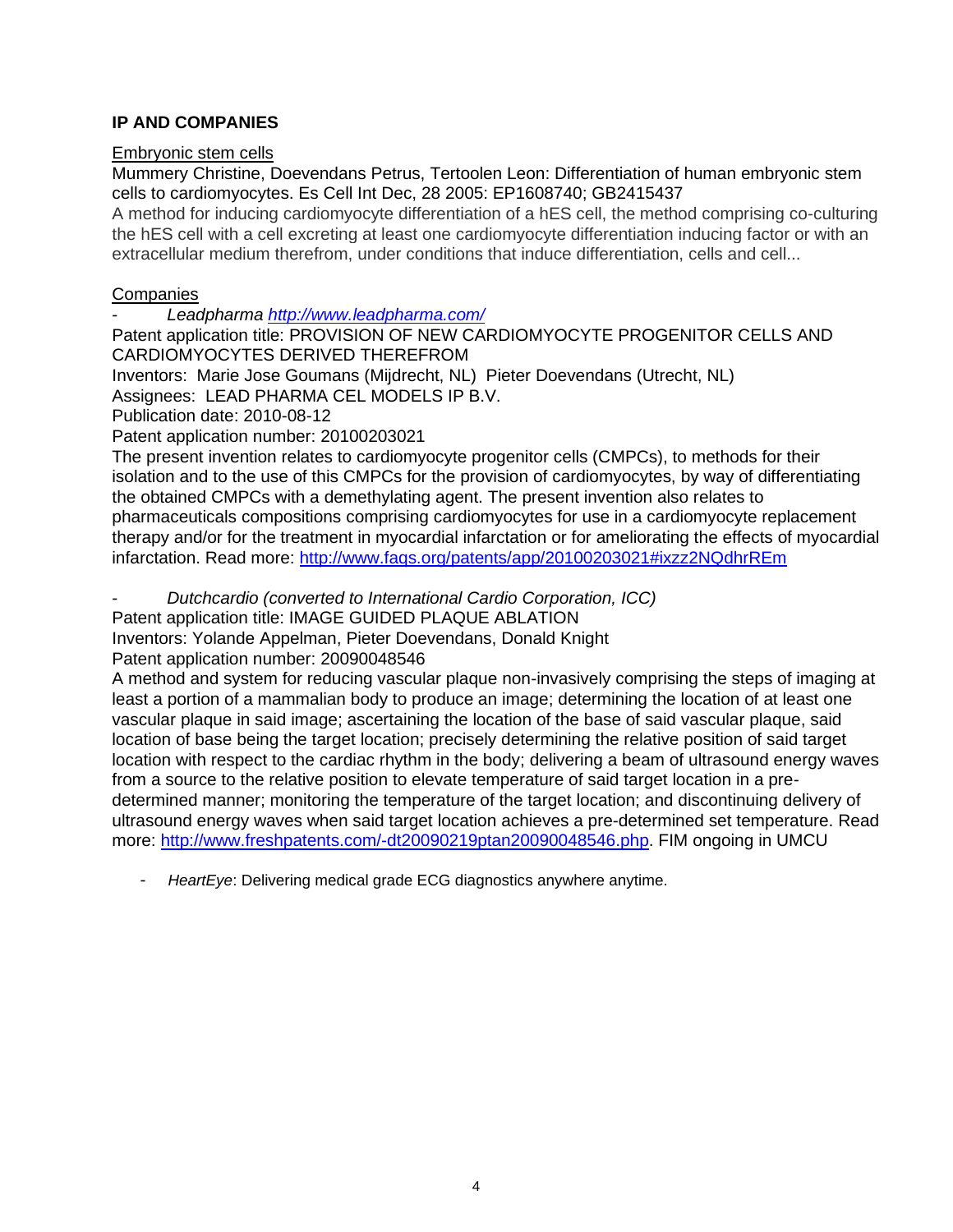**IP AND COMPANIES**

Embryonic stem cells

Mummery Christine, Doevendans Petrus, Tertoolen Leon: Differentiation of human embryonic stem cells to cardiomyocytes. Es Cell Int Dec, 28 2005: EP1608740; GB2415437

A method for inducing cardiomyocyte differentiation of a hES cell, the method comprising co-culturing the hES cell with a cell excreting at least one cardiomyocyte differentiation inducing factor or with an extracellular medium therefrom, under conditions that induce differentiation, cells and cell...

Companies

- *Leadpharma* [http://www.leadpharma.com/](http://www.leadpharma.com/)

Patent application title: PROVISION OF NEW CARDIOMYOCYTE PROGENITOR CELLS AND CARDIOMYOCYTES DERIVED THEREFROM

Inventors: Marie Jose Goumans (Mijdrecht, NL) Pieter Doevendans (Utrecht, NL)

Assignees: LEAD PHARMA CEL MODELS IP B.V.

Publication date: 2010-08-12

Patent application number: 20100203021

The present invention relates to cardiomyocyte progenitor cells (CMPCs), to methods for their isolation and to the use of this CMPCs for the provision of cardiomyocytes, by way of differentiating the obtained CMPCs with a demethylating agent. The present invention also relates to pharmaceuticals compositions comprising cardiomyocytes for use in a cardiomyocyte replacement therapy and/or for the treatment in myocardial infarctation or for ameliorating the effects of myocardial infarctation. Read more: [http://www.faqs.org/patents/app/20100203021#ixzz2NQdhrREm](http://www.faqs.org/patents/app/20100203021#ixzz2NQdhrREm)

- *Dutchcardio (converted to International Cardio Corporation, ICC)*

Patent application title: IMAGE GUIDED PLAQUE ABLATION

Inventors: Yolande Appelman, Pieter Doevendans, Donald Knight

Patent application number: 20090048546

A method and system for reducing vascular plaque non-invasively comprising the steps of imaging at least a portion of a mammalian body to produce an image; determining the location of at least one vascular plaque in said image; ascertaining the location of the base of said vascular plaque, said location of base being the target location; precisely determining the relative position of said target location with respect to the cardiac rhythm in the body; delivering a beam of ultrasound energy waves from a source to the relative position to elevate temperature of said target location in a pre-determined manner; monitoring the temperature of the target location; and discontinuing delivery of ultrasound energy waves when said target location achieves a pre-determined set temperature. Read more: [http://www.freshpatents.com/-dt20090219ptan20090048546.php](http://www.freshpatents.com/-dt20090219ptan20090048546.php). FIM ongoing in UMCU

- *HeartEye*: Delivering medical grade ECG diagnostics anywhere anytime.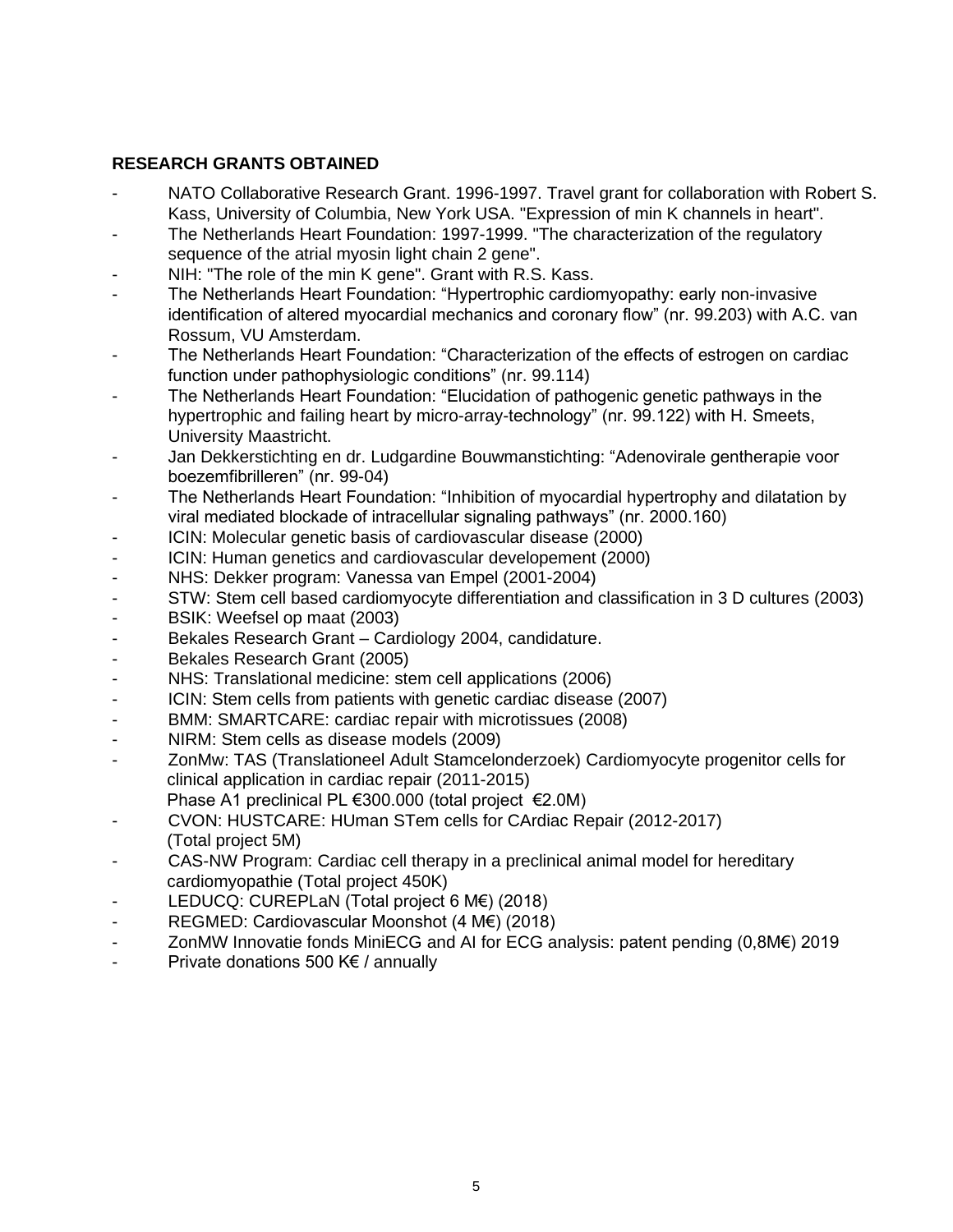**RESEARCH GRANTS OBTAINED**

- NATO Collaborative Research Grant. 1996-1997. Travel grant for collaboration with Robert S. Kass, University of Columbia, New York USA. "Expression of min K channels in heart".
- The Netherlands Heart Foundation: 1997-1999. "The characterization of the regulatory sequence of the atrial myosin light chain 2 gene".
- NIH: "The role of the min K gene". Grant with R.S. Kass.
- The Netherlands Heart Foundation: "Hypertrophic cardiomyopathy: early non-invasive identification of altered myocardial mechanics and coronary flow" (nr. 99.203) with A.C. van Rossum, VU Amsterdam.
- The Netherlands Heart Foundation: "Characterization of the effects of estrogen on cardiac function under pathophysiologic conditions" (nr. 99.114)
- The Netherlands Heart Foundation: "Elucidation of pathogenic genetic pathways in the hypertrophic and failing heart by micro-array-technology" (nr. 99.122) with H. Smeets, University Maastricht.
- Jan Dekkerstichting en dr. Ludgardine Bouwmanstichting: "Adenovirale gentherapie voor boezemfibrilleren" (nr. 99-04)
- The Netherlands Heart Foundation: "Inhibition of myocardial hypertrophy and dilatation by viral mediated blockade of intracellular signaling pathways" (nr. 2000.160)
- ICIN: Molecular genetic basis of cardiovascular disease (2000)
- ICIN: Human genetics and cardiovascular developement (2000)
- NHS: Dekker program: Vanessa van Empel (2001-2004)
- STW: Stem cell based cardiomyocyte differentiation and classification in 3 D cultures (2003)
- BSIK: Weefsel op maat (2003)
- Bekales Research Grant – Cardiology 2004, candidature.
- Bekales Research Grant (2005)
- NHS: Translational medicine: stem cell applications (2006)
- ICIN: Stem cells from patients with genetic cardiac disease (2007)
- BMM: SMARTCARE: cardiac repair with microtissues (2008)
- NIRM: Stem cells as disease models (2009)
- ZonMw: TAS (Translationeel Adult Stamcelonderzoek) Cardiomyocyte progenitor cells for clinical application in cardiac repair (2011-2015)
  Phase A1 preclinical PL €300.000 (total project €2.0M)
- CVON: HUSTCARE: HUman STem cells for CArdiac Repair (2012-2017)
  (Total project 5M)
- CAS-NW Program: Cardiac cell therapy in a preclinical animal model for hereditary cardiomyopathie (Total project 450K)
- LEDUCQ: CUREPLaN (Total project 6 M€) (2018)
- REGMED: Cardiovascular Moonshot (4 M€) (2018)
- ZonMW Innovatie fonds MiniECG and AI for ECG analysis: patent pending (0,8M€) 2019
- Private donations 500 K€ / annually